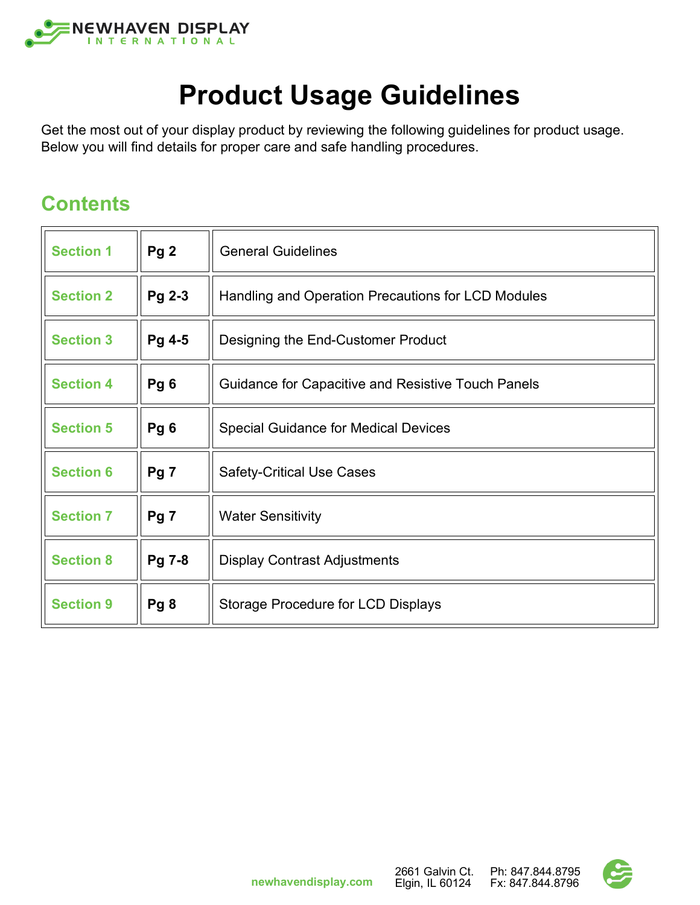# Product Usage Guidelines

Get the most out of your display product by reviewing the following guidelines for product usage. Below you will find details for proper care and safe handling procedures.

## Contents

| Section | Page | Topic |
|---|---|---|
| Section 1 | Pg 2 | General Guidelines |
| Section 2 | Pg 2-3 | Handling and Operation Precautions for LCD Modules |
| Section 3 | Pg 4-5 | Designing the End-Customer Product |
| Section 4 | Pg 6 | Guidance for Capacitive and Resistive Touch Panels |
| Section 5 | Pg 6 | Special Guidance for Medical Devices |
| Section 6 | Pg 7 | Safety-Critical Use Cases |
| Section 7 | Pg 7 | Water Sensitivity |
| Section 8 | Pg 7-8 | Display Contrast Adjustments |
| Section 9 | Pg 8 | Storage Procedure for LCD Displays |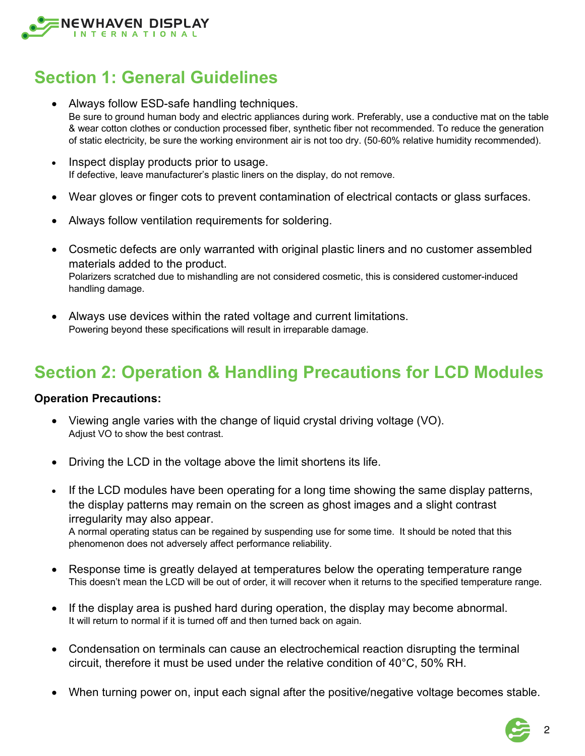## Section 1: General Guidelines

- Always follow ESD-safe handling techniques.
  Be sure to ground human body and electric appliances during work. Preferably, use a conductive mat on the table & wear cotton clothes or conduction processed fiber, synthetic fiber not recommended. To reduce the generation of static electricity, be sure the working environment air is not too dry. (50-60% relative humidity recommended).

- Inspect display products prior to usage.
  If defective, leave manufacturer's plastic liners on the display, do not remove.

- Wear gloves or finger cots to prevent contamination of electrical contacts or glass surfaces.

- Always follow ventilation requirements for soldering.

- Cosmetic defects are only warranted with original plastic liners and no customer assembled materials added to the product.
  Polarizers scratched due to mishandling are not considered cosmetic, this is considered customer-induced handling damage.

- Always use devices within the rated voltage and current limitations.
  Powering beyond these specifications will result in irreparable damage.

## Section 2: Operation & Handling Precautions for LCD Modules

**Operation Precautions:**

- Viewing angle varies with the change of liquid crystal driving voltage (VO).
  Adjust VO to show the best contrast.

- Driving the LCD in the voltage above the limit shortens its life.

- If the LCD modules have been operating for a long time showing the same display patterns, the display patterns may remain on the screen as ghost images and a slight contrast irregularity may also appear.
  A normal operating status can be regained by suspending use for some time. It should be noted that this phenomenon does not adversely affect performance reliability.

- Response time is greatly delayed at temperatures below the operating temperature range
  This doesn't mean the LCD will be out of order, it will recover when it returns to the specified temperature range.

- If the display area is pushed hard during operation, the display may become abnormal.
  It will return to normal if it is turned off and then turned back on again.

- Condensation on terminals can cause an electrochemical reaction disrupting the terminal circuit, therefore it must be used under the relative condition of 40°C, 50% RH.

- When turning power on, input each signal after the positive/negative voltage becomes stable.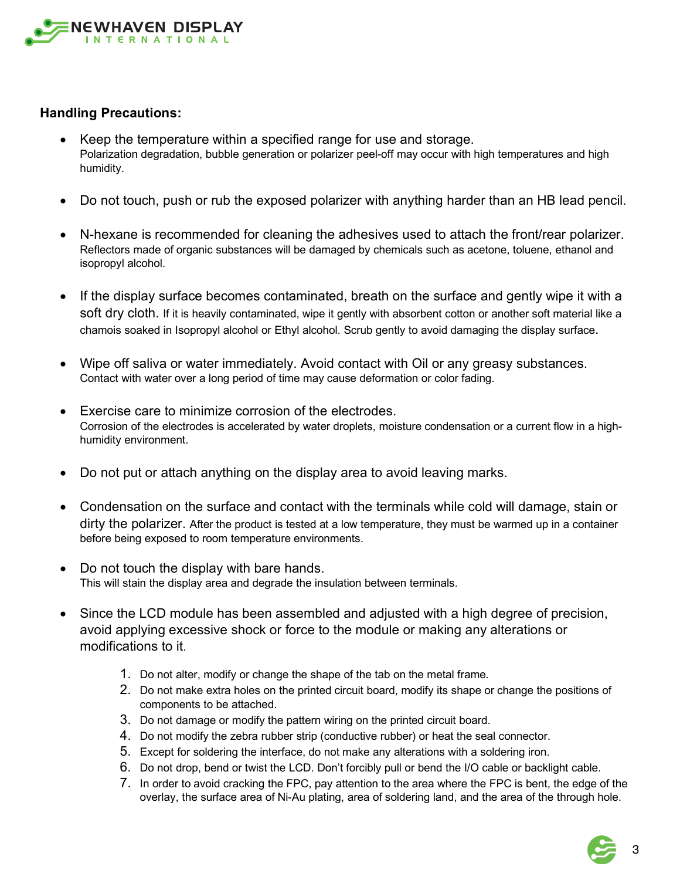**Handling Precautions:**

- Keep the temperature within a specified range for use and storage.
  Polarization degradation, bubble generation or polarizer peel-off may occur with high temperatures and high humidity.

- Do not touch, push or rub the exposed polarizer with anything harder than an HB lead pencil.

- N-hexane is recommended for cleaning the adhesives used to attach the front/rear polarizer.
  Reflectors made of organic substances will be damaged by chemicals such as acetone, toluene, ethanol and isopropyl alcohol.

- If the display surface becomes contaminated, breath on the surface and gently wipe it with a soft dry cloth. If it is heavily contaminated, wipe it gently with absorbent cotton or another soft material like a chamois soaked in Isopropyl alcohol or Ethyl alcohol. Scrub gently to avoid damaging the display surface.

- Wipe off saliva or water immediately. Avoid contact with Oil or any greasy substances.
  Contact with water over a long period of time may cause deformation or color fading.

- Exercise care to minimize corrosion of the electrodes.
  Corrosion of the electrodes is accelerated by water droplets, moisture condensation or a current flow in a high-humidity environment.

- Do not put or attach anything on the display area to avoid leaving marks.

- Condensation on the surface and contact with the terminals while cold will damage, stain or dirty the polarizer. After the product is tested at a low temperature, they must be warmed up in a container before being exposed to room temperature environments.

- Do not touch the display with bare hands.
  This will stain the display area and degrade the insulation between terminals.

- Since the LCD module has been assembled and adjusted with a high degree of precision, avoid applying excessive shock or force to the module or making any alterations or modifications to it.

  1. Do not alter, modify or change the shape of the tab on the metal frame.
  2. Do not make extra holes on the printed circuit board, modify its shape or change the positions of components to be attached.
  3. Do not damage or modify the pattern wiring on the printed circuit board.
  4. Do not modify the zebra rubber strip (conductive rubber) or heat the seal connector.
  5. Except for soldering the interface, do not make any alterations with a soldering iron.
  6. Do not drop, bend or twist the LCD. Don't forcibly pull or bend the I/O cable or backlight cable.
  7. In order to avoid cracking the FPC, pay attention to the area where the FPC is bent, the edge of the overlay, the surface area of Ni-Au plating, area of soldering land, and the area of the through hole.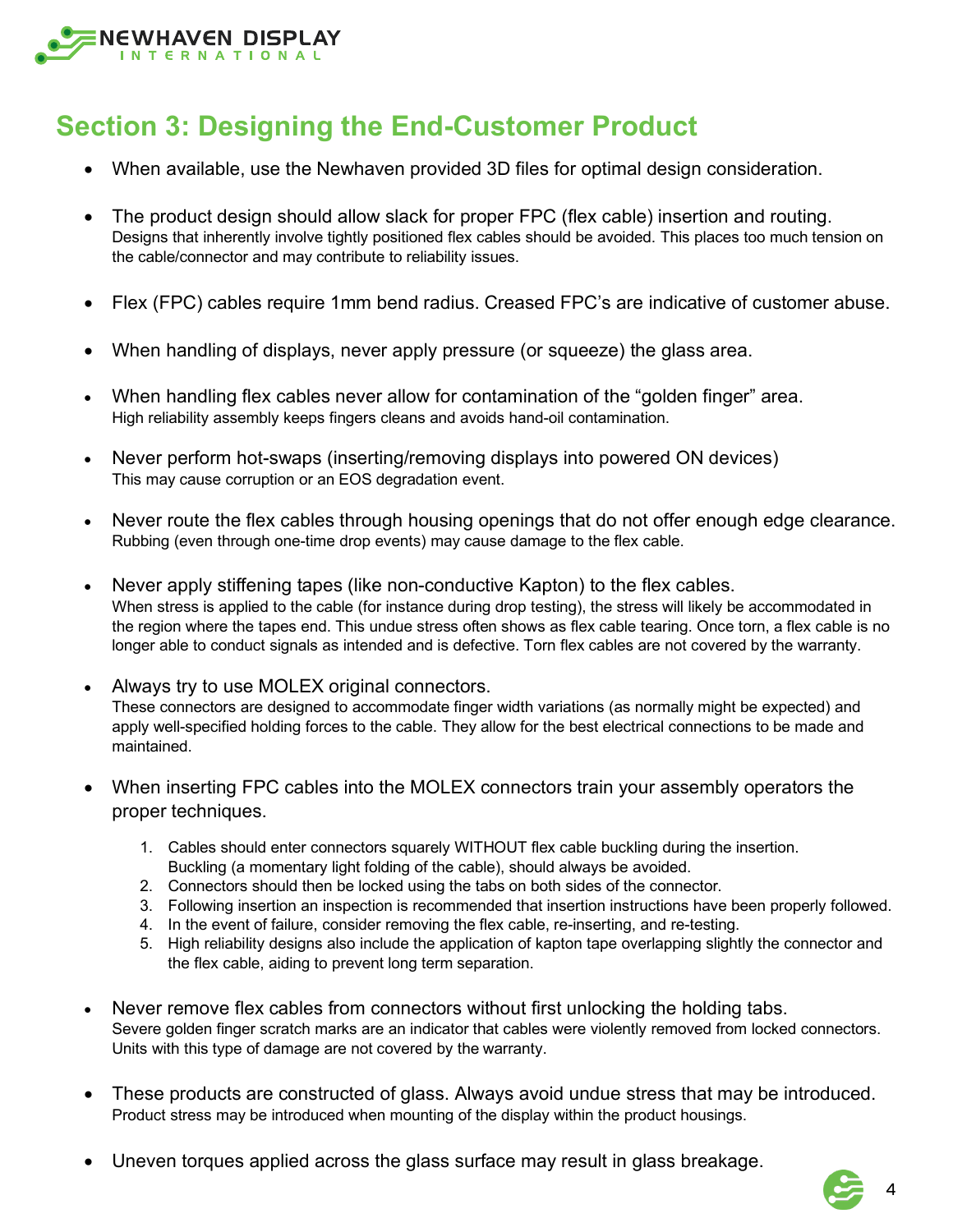## Section 3: Designing the End-Customer Product

- When available, use the Newhaven provided 3D files for optimal design consideration.
- The product design should allow slack for proper FPC (flex cable) insertion and routing.
  Designs that inherently involve tightly positioned flex cables should be avoided. This places too much tension on the cable/connector and may contribute to reliability issues.
- Flex (FPC) cables require 1mm bend radius. Creased FPC's are indicative of customer abuse.
- When handling of displays, never apply pressure (or squeeze) the glass area.
- When handling flex cables never allow for contamination of the "golden finger" area.
  High reliability assembly keeps fingers cleans and avoids hand-oil contamination.
- Never perform hot-swaps (inserting/removing displays into powered ON devices)
  This may cause corruption or an EOS degradation event.
- Never route the flex cables through housing openings that do not offer enough edge clearance.
  Rubbing (even through one-time drop events) may cause damage to the flex cable.
- Never apply stiffening tapes (like non-conductive Kapton) to the flex cables.
  When stress is applied to the cable (for instance during drop testing), the stress will likely be accommodated in the region where the tapes end. This undue stress often shows as flex cable tearing. Once torn, a flex cable is no longer able to conduct signals as intended and is defective. Torn flex cables are not covered by the warranty.
- Always try to use MOLEX original connectors.
  These connectors are designed to accommodate finger width variations (as normally might be expected) and apply well-specified holding forces to the cable. They allow for the best electrical connections to be made and maintained.
- When inserting FPC cables into the MOLEX connectors train your assembly operators the proper techniques.
  1. Cables should enter connectors squarely WITHOUT flex cable buckling during the insertion. Buckling (a momentary light folding of the cable), should always be avoided.
  2. Connectors should then be locked using the tabs on both sides of the connector.
  3. Following insertion an inspection is recommended that insertion instructions have been properly followed.
  4. In the event of failure, consider removing the flex cable, re-inserting, and re-testing.
  5. High reliability designs also include the application of kapton tape overlapping slightly the connector and the flex cable, aiding to prevent long term separation.
- Never remove flex cables from connectors without first unlocking the holding tabs.
  Severe golden finger scratch marks are an indicator that cables were violently removed from locked connectors. Units with this type of damage are not covered by the warranty.
- These products are constructed of glass. Always avoid undue stress that may be introduced.
  Product stress may be introduced when mounting of the display within the product housings.
- Uneven torques applied across the glass surface may result in glass breakage.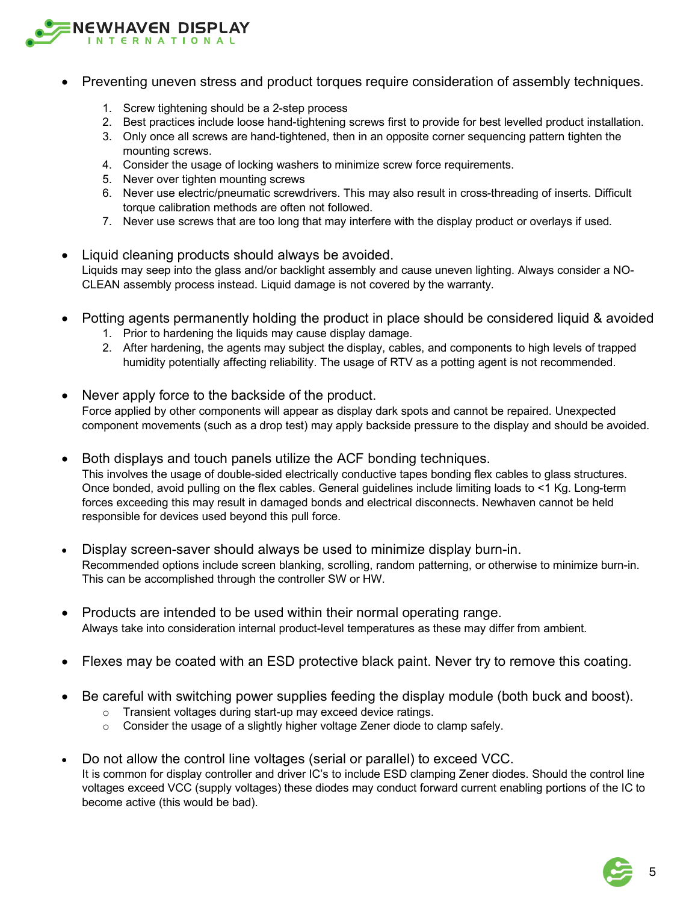- Preventing uneven stress and product torques require consideration of assembly techniques.
  1. Screw tightening should be a 2-step process
  2. Best practices include loose hand-tightening screws first to provide for best levelled product installation.
  3. Only once all screws are hand-tightened, then in an opposite corner sequencing pattern tighten the mounting screws.
  4. Consider the usage of locking washers to minimize screw force requirements.
  5. Never over tighten mounting screws
  6. Never use electric/pneumatic screwdrivers. This may also result in cross-threading of inserts. Difficult torque calibration methods are often not followed.
  7. Never use screws that are too long that may interfere with the display product or overlays if used.

- Liquid cleaning products should always be avoided.
  Liquids may seep into the glass and/or backlight assembly and cause uneven lighting. Always consider a NO-CLEAN assembly process instead. Liquid damage is not covered by the warranty.

- Potting agents permanently holding the product in place should be considered liquid & avoided
  1. Prior to hardening the liquids may cause display damage.
  2. After hardening, the agents may subject the display, cables, and components to high levels of trapped humidity potentially affecting reliability. The usage of RTV as a potting agent is not recommended.

- Never apply force to the backside of the product.
  Force applied by other components will appear as display dark spots and cannot be repaired. Unexpected component movements (such as a drop test) may apply backside pressure to the display and should be avoided.

- Both displays and touch panels utilize the ACF bonding techniques.
  This involves the usage of double-sided electrically conductive tapes bonding flex cables to glass structures. Once bonded, avoid pulling on the flex cables. General guidelines include limiting loads to <1 Kg. Long-term forces exceeding this may result in damaged bonds and electrical disconnects. Newhaven cannot be held responsible for devices used beyond this pull force.

- Display screen-saver should always be used to minimize display burn-in.
  Recommended options include screen blanking, scrolling, random patterning, or otherwise to minimize burn-in. This can be accomplished through the controller SW or HW.

- Products are intended to be used within their normal operating range.
  Always take into consideration internal product-level temperatures as these may differ from ambient.

- Flexes may be coated with an ESD protective black paint. Never try to remove this coating.

- Be careful with switching power supplies feeding the display module (both buck and boost).
  - Transient voltages during start-up may exceed device ratings.
  - Consider the usage of a slightly higher voltage Zener diode to clamp safely.

- Do not allow the control line voltages (serial or parallel) to exceed VCC.
  It is common for display controller and driver IC's to include ESD clamping Zener diodes. Should the control line voltages exceed VCC (supply voltages) these diodes may conduct forward current enabling portions of the IC to become active (this would be bad).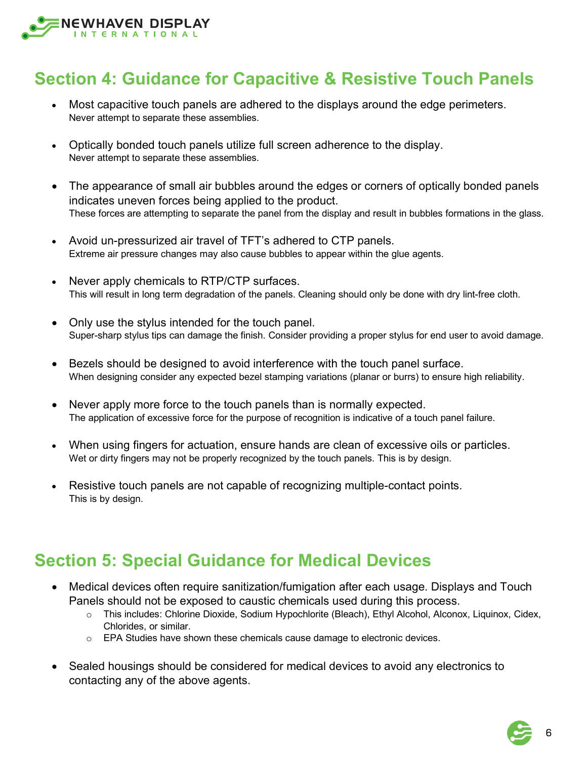## Section 4: Guidance for Capacitive & Resistive Touch Panels

- Most capacitive touch panels are adhered to the displays around the edge perimeters.
  Never attempt to separate these assemblies.

- Optically bonded touch panels utilize full screen adherence to the display.
  Never attempt to separate these assemblies.

- The appearance of small air bubbles around the edges or corners of optically bonded panels indicates uneven forces being applied to the product.
  These forces are attempting to separate the panel from the display and result in bubbles formations in the glass.

- Avoid un-pressurized air travel of TFT's adhered to CTP panels.
  Extreme air pressure changes may also cause bubbles to appear within the glue agents.

- Never apply chemicals to RTP/CTP surfaces.
  This will result in long term degradation of the panels. Cleaning should only be done with dry lint-free cloth.

- Only use the stylus intended for the touch panel.
  Super-sharp stylus tips can damage the finish. Consider providing a proper stylus for end user to avoid damage.

- Bezels should be designed to avoid interference with the touch panel surface.
  When designing consider any expected bezel stamping variations (planar or burrs) to ensure high reliability.

- Never apply more force to the touch panels than is normally expected.
  The application of excessive force for the purpose of recognition is indicative of a touch panel failure.

- When using fingers for actuation, ensure hands are clean of excessive oils or particles.
  Wet or dirty fingers may not be properly recognized by the touch panels. This is by design.

- Resistive touch panels are not capable of recognizing multiple-contact points.
  This is by design.

## Section 5: Special Guidance for Medical Devices

- Medical devices often require sanitization/fumigation after each usage. Displays and Touch Panels should not be exposed to caustic chemicals used during this process.
  - This includes: Chlorine Dioxide, Sodium Hypochlorite (Bleach), Ethyl Alcohol, Alconox, Liquinox, Cidex, Chlorides, or similar.
  - EPA Studies have shown these chemicals cause damage to electronic devices.

- Sealed housings should be considered for medical devices to avoid any electronics to contacting any of the above agents.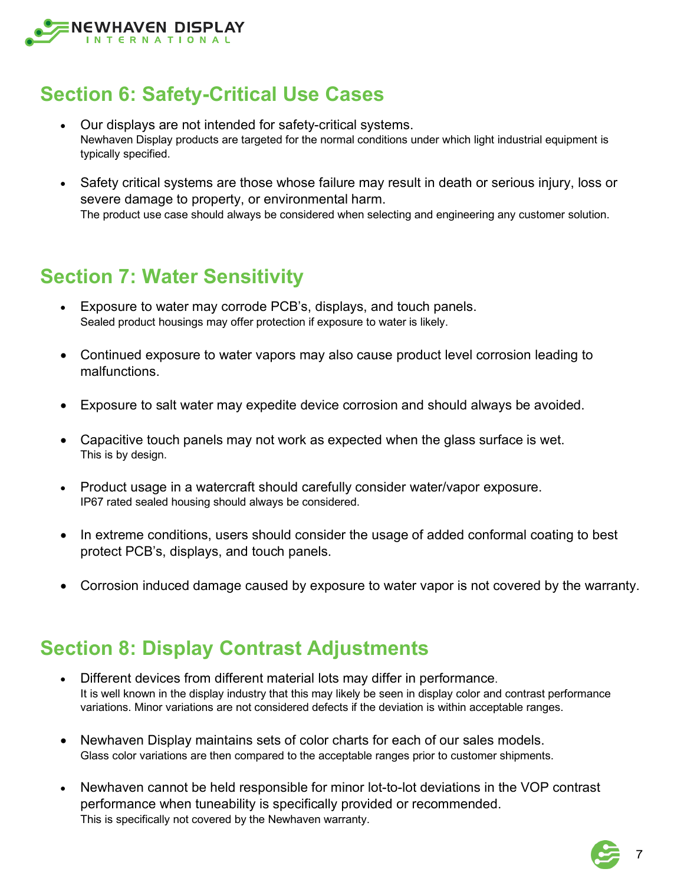## Section 6: Safety-Critical Use Cases

- Our displays are not intended for safety-critical systems.
  Newhaven Display products are targeted for the normal conditions under which light industrial equipment is typically specified.
- Safety critical systems are those whose failure may result in death or serious injury, loss or severe damage to property, or environmental harm.
  The product use case should always be considered when selecting and engineering any customer solution.

## Section 7: Water Sensitivity

- Exposure to water may corrode PCB's, displays, and touch panels.
  Sealed product housings may offer protection if exposure to water is likely.
- Continued exposure to water vapors may also cause product level corrosion leading to malfunctions.
- Exposure to salt water may expedite device corrosion and should always be avoided.
- Capacitive touch panels may not work as expected when the glass surface is wet.
  This is by design.
- Product usage in a watercraft should carefully consider water/vapor exposure.
  IP67 rated sealed housing should always be considered.
- In extreme conditions, users should consider the usage of added conformal coating to best protect PCB's, displays, and touch panels.
- Corrosion induced damage caused by exposure to water vapor is not covered by the warranty.

## Section 8: Display Contrast Adjustments

- Different devices from different material lots may differ in performance.
  It is well known in the display industry that this may likely be seen in display color and contrast performance variations. Minor variations are not considered defects if the deviation is within acceptable ranges.
- Newhaven Display maintains sets of color charts for each of our sales models.
  Glass color variations are then compared to the acceptable ranges prior to customer shipments.
- Newhaven cannot be held responsible for minor lot-to-lot deviations in the VOP contrast performance when tuneability is specifically provided or recommended.
  This is specifically not covered by the Newhaven warranty.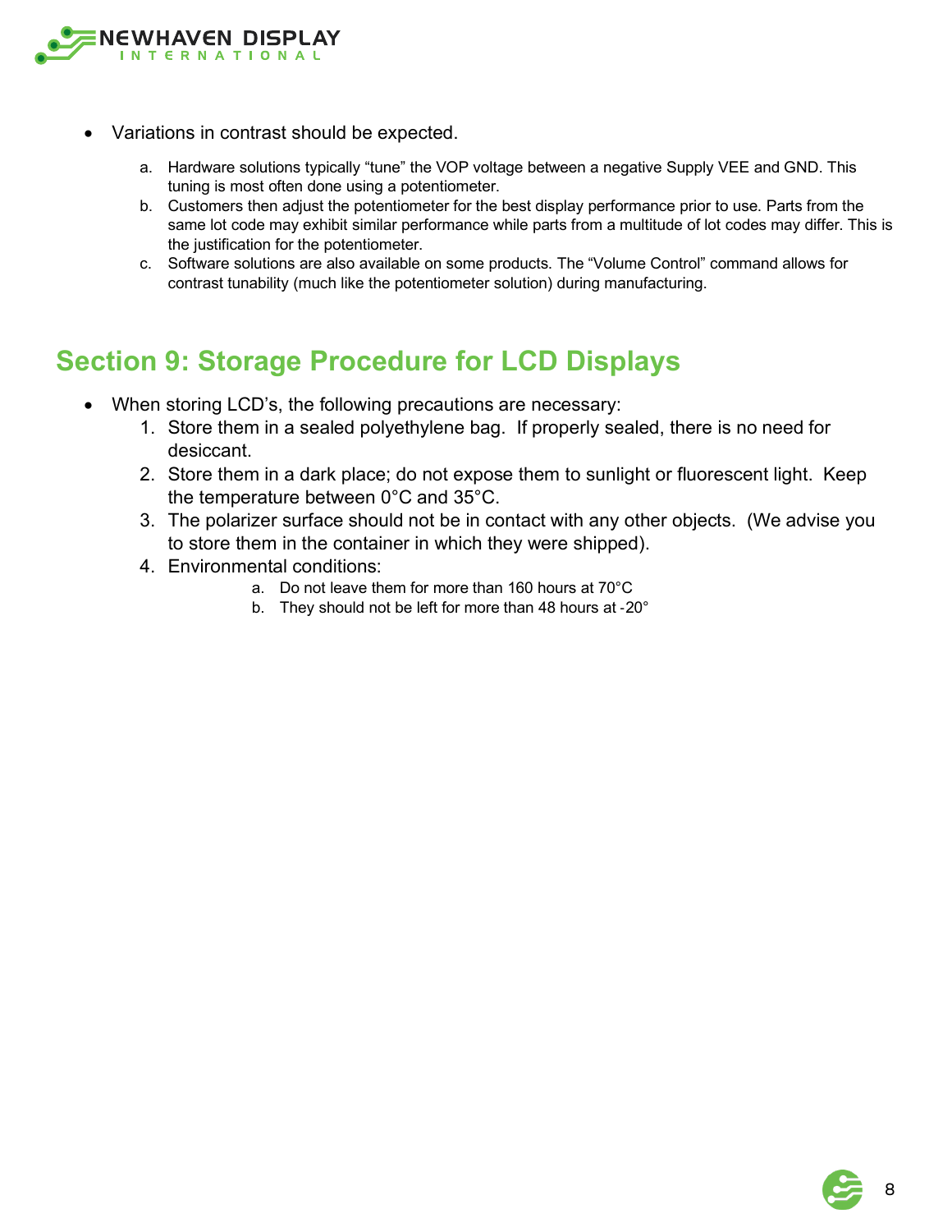- Variations in contrast should be expected.
  a. Hardware solutions typically “tune” the VOP voltage between a negative Supply VEE and GND. This tuning is most often done using a potentiometer.
  b. Customers then adjust the potentiometer for the best display performance prior to use. Parts from the same lot code may exhibit similar performance while parts from a multitude of lot codes may differ. This is the justification for the potentiometer.
  c. Software solutions are also available on some products. The “Volume Control” command allows for contrast tunability (much like the potentiometer solution) during manufacturing.

## Section 9: Storage Procedure for LCD Displays

- When storing LCD’s, the following precautions are necessary:
  1. Store them in a sealed polyethylene bag. If properly sealed, there is no need for desiccant.
  2. Store them in a dark place; do not expose them to sunlight or fluorescent light. Keep the temperature between 0°C and 35°C.
  3. The polarizer surface should not be in contact with any other objects. (We advise you to store them in the container in which they were shipped).
  4. Environmental conditions:
     a. Do not leave them for more than 160 hours at 70°C
     b. They should not be left for more than 48 hours at -20°